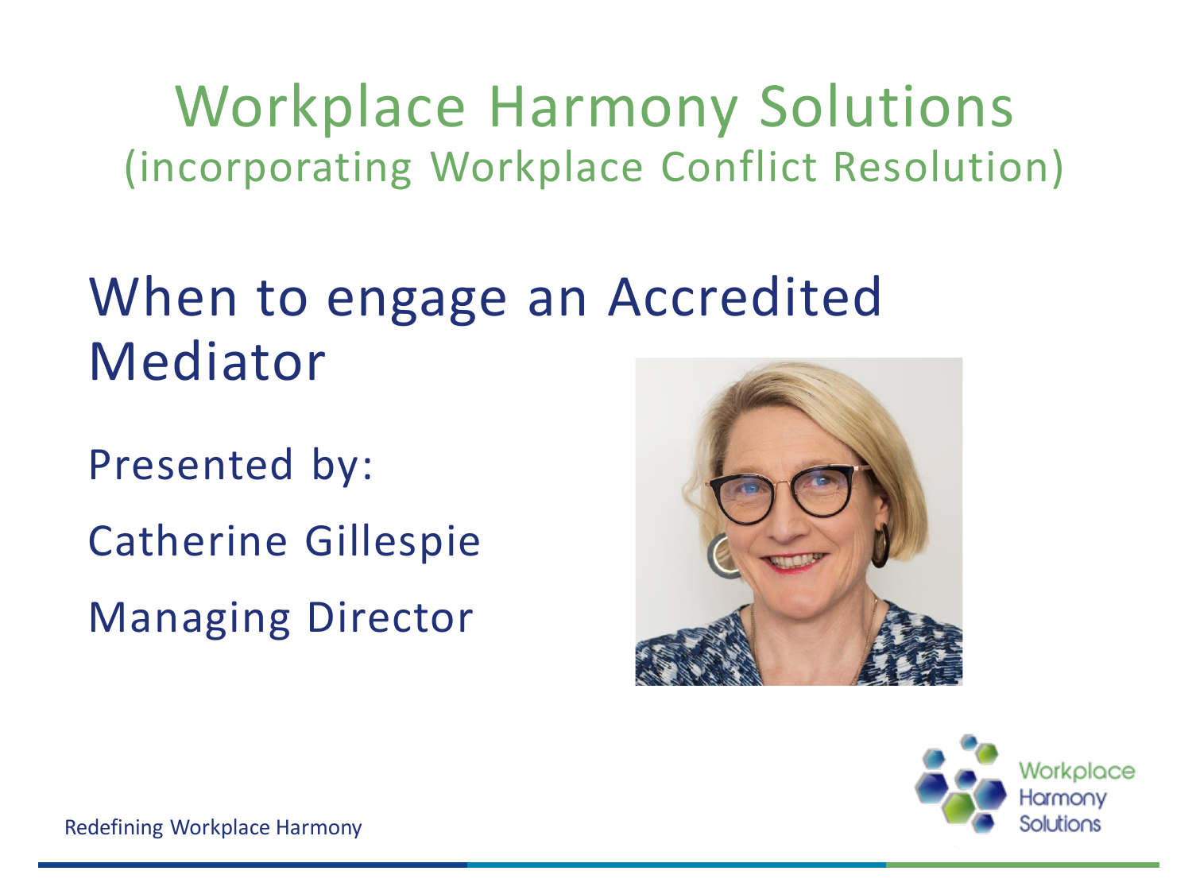# Workplace Harmony Solutions
(incorporating Workplace Conflict Resolution)

## When to engage an Accredited Mediator

Presented by:

Catherine Gillespie

Managing Director

Workplace Harmony Solutions

Redefining Workplace Harmony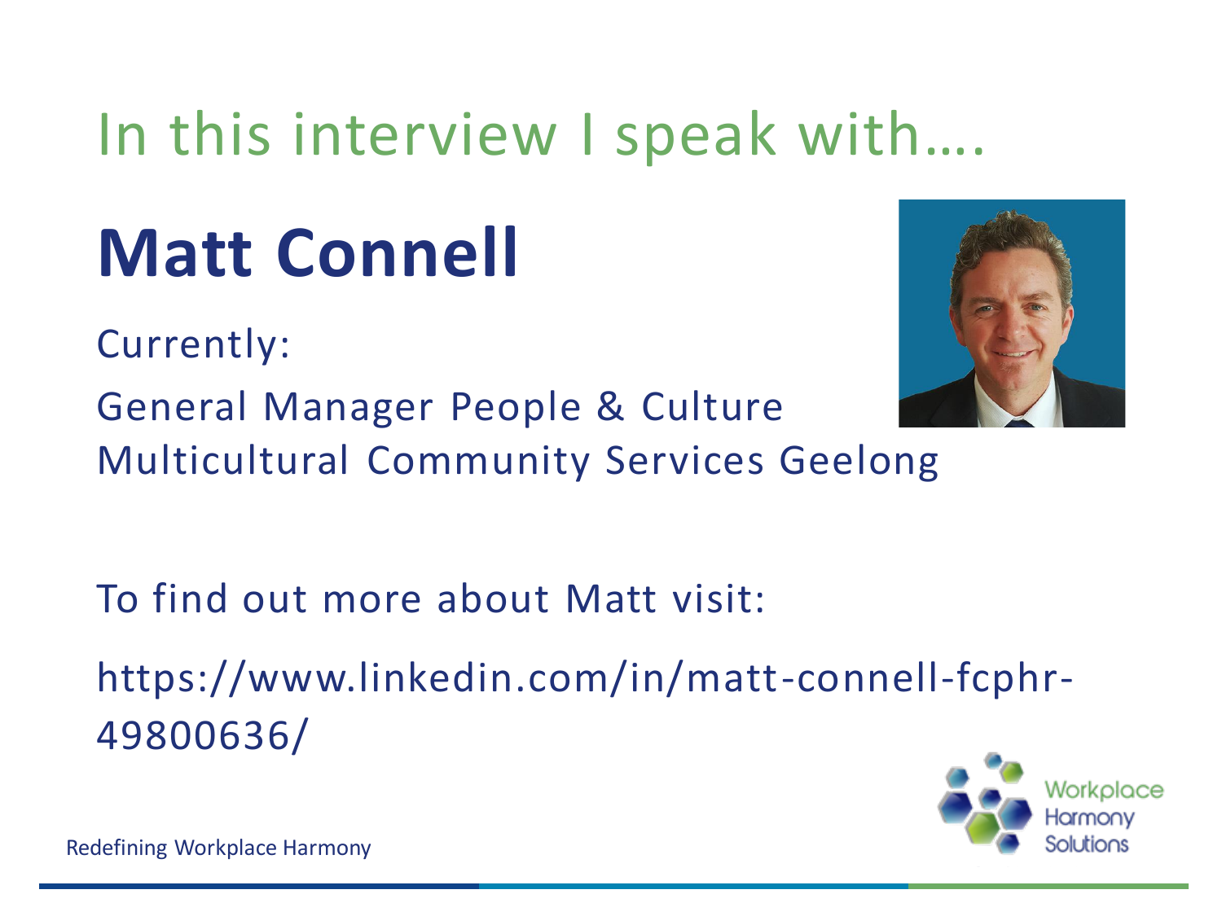## In this interview I speak with….

# Matt Connell

Currently:

General Manager People & Culture
Multicultural Community Services Geelong

To find out more about Matt visit:

https://www.linkedin.com/in/matt-connell-fcphr-49800636/

Redefining Workplace Harmony

Workplace Harmony Solutions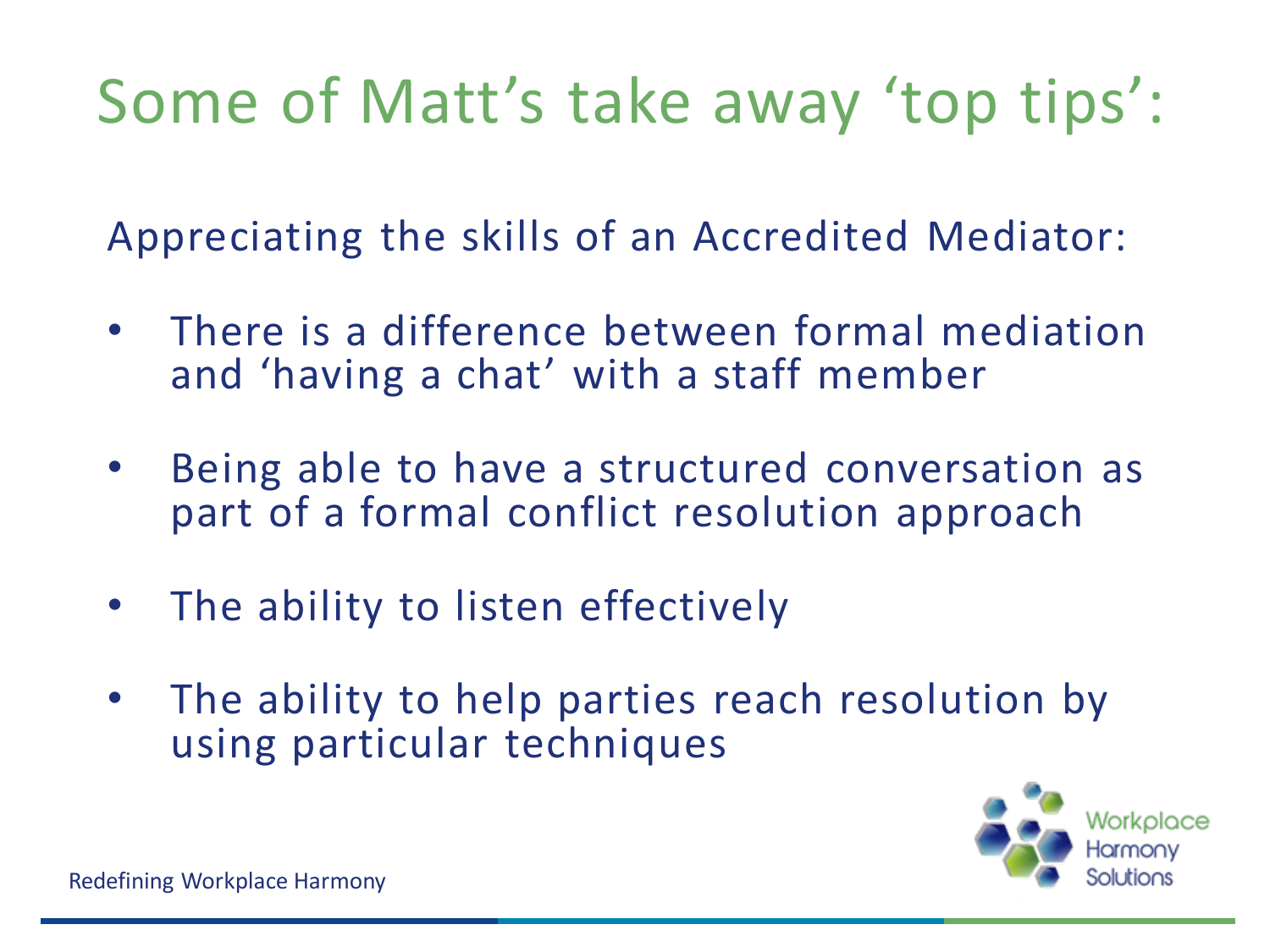# Some of Matt's take away 'top tips':

Appreciating the skills of an Accredited Mediator:

- There is a difference between formal mediation and 'having a chat' with a staff member
- Being able to have a structured conversation as part of a formal conflict resolution approach
- The ability to listen effectively
- The ability to help parties reach resolution by using particular techniques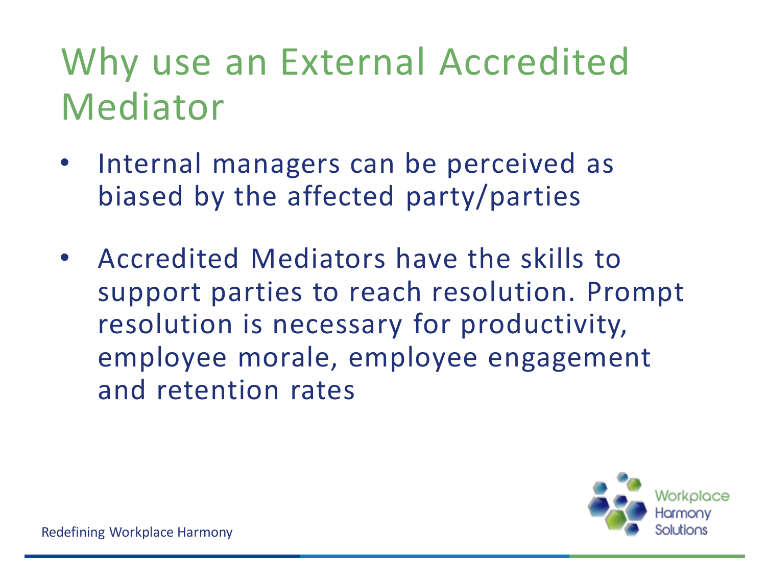# Why use an External Accredited Mediator

- Internal managers can be perceived as biased by the affected party/parties
- Accredited Mediators have the skills to support parties to reach resolution. Prompt resolution is necessary for productivity, employee morale, employee engagement and retention rates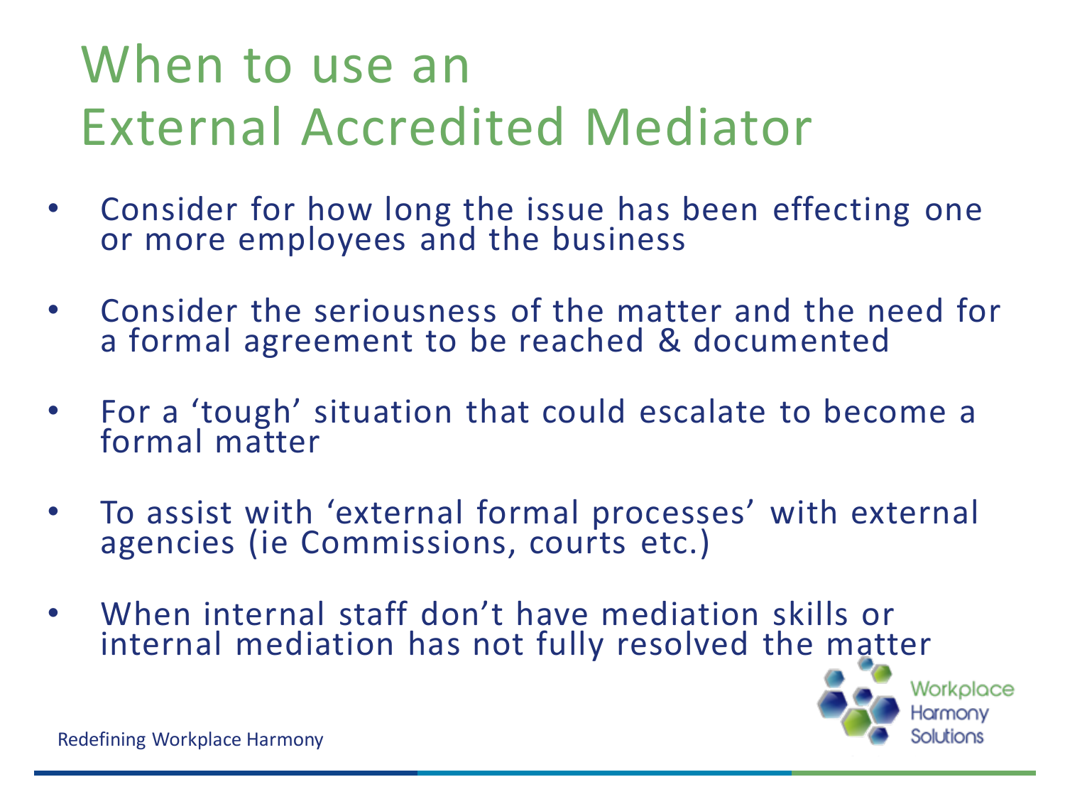# When to use an External Accredited Mediator

- Consider for how long the issue has been effecting one or more employees and the business
- Consider the seriousness of the matter and the need for a formal agreement to be reached & documented
- For a 'tough' situation that could escalate to become a formal matter
- To assist with 'external formal processes' with external agencies (ie Commissions, courts etc.)
- When internal staff don't have mediation skills or internal mediation has not fully resolved the matter

Redefining Workplace Harmony

Workplace Harmony Solutions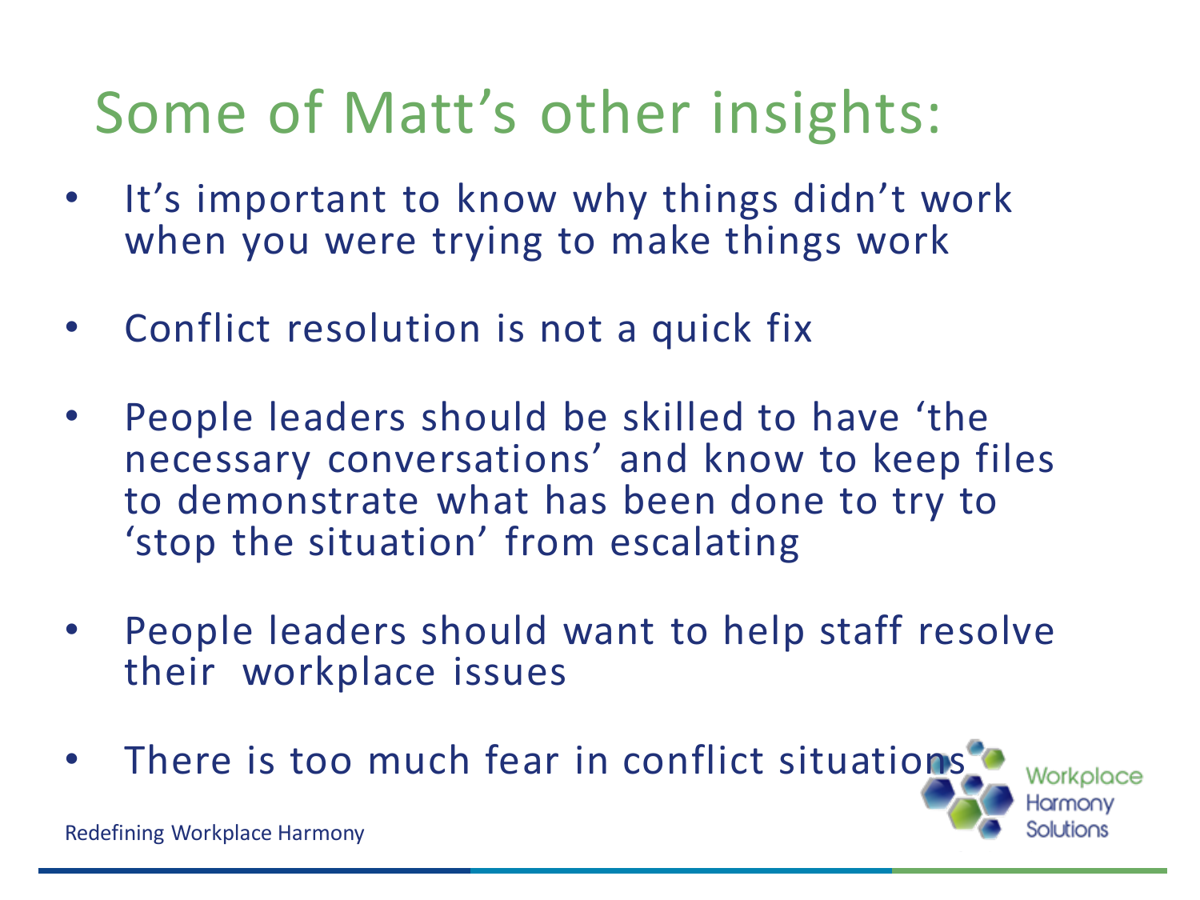# Some of Matt's other insights:

- It's important to know why things didn't work when you were trying to make things work
- Conflict resolution is not a quick fix
- People leaders should be skilled to have 'the necessary conversations' and know to keep files to demonstrate what has been done to try to 'stop the situation' from escalating
- People leaders should want to help staff resolve their workplace issues
- There is too much fear in conflict situations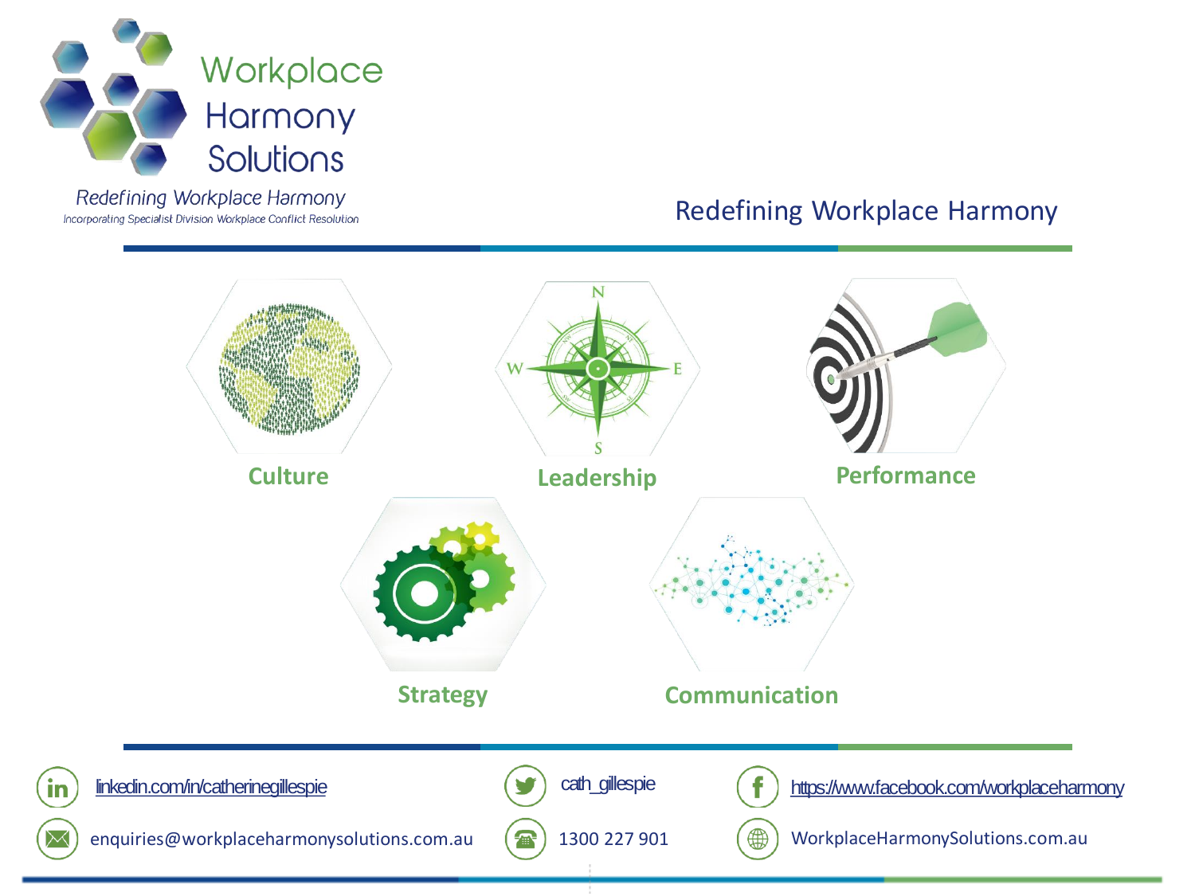Workplace Harmony Solutions

*Redefining Workplace Harmony*

*Incorporating Specialist Division Workplace Conflict Resolution*

## Redefining Workplace Harmony

**Culture**

**Leadership**

**Performance**

**Strategy**

**Communication**

linkedin.com/in/catherinegillespie

cath_gillespie

https://www.facebook.com/workplaceharmony

enquiries@workplaceharmonysolutions.com.au

1300 227 901

WorkplaceHarmonySolutions.com.au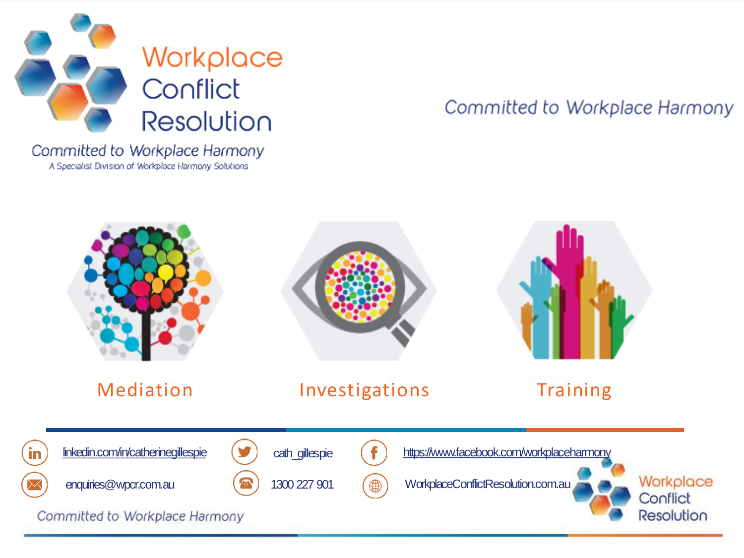# Workplace Conflict Resolution

Committed to Workplace Harmony

A Specialist Division of Workplace Harmony Solutions

*Committed to Workplace Harmony*

Mediation

Investigations

Training

linkedin.com/in/catherinegillespie

cath_gillespie

https://www.facebook.com/workplaceharmony

enquiries@wpcr.com.au

1300 227 901

WorkplaceConflictResolution.com.au

Committed to Workplace Harmony

Workplace Conflict Resolution